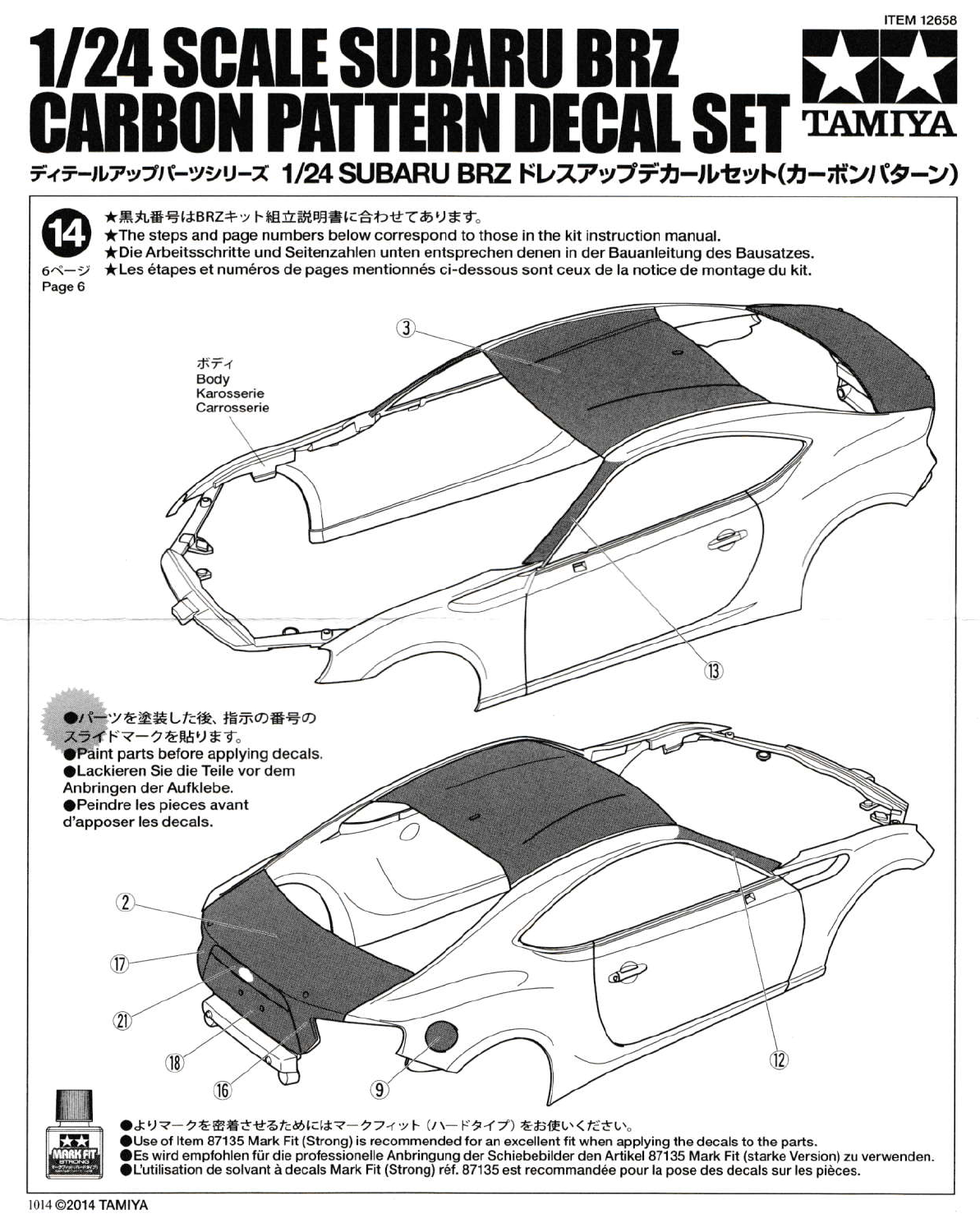ITEM 12658

# 1/24 SCALE SUBARU BRZ CARBON PATTERN DECAL SET

TAMIYA

ディテールアップパーツシリーズ 1/24 SUBARU BRZ ドレスアップデカールセット(カーボンパターン)

**14**

6ページ
Page 6

★黒丸番号はBRZキット組立説明書に合わせてあります。
★The steps and page numbers below correspond to those in the kit instruction manual.
★Die Arbeitsschritte und Seitenzahlen unten entsprechen denen in der Bauanleitung des Bausatzes.
★Les étapes et numéros de pages mentionnés ci-dessous sont ceux de la notice de montage du kit.

ボディ
Body
Karosserie
Carrosserie

③

⑬

●パーツを塗装した後、指示の番号のスライドマークを貼ります。
●Paint parts before applying decals.
●Lackieren Sie die Teile vor dem Anbringen der Aufklebe.
●Peindre les pieces avant d'apposer les decals.

②

⑰

㉑

⑱

⑯

⑨

⑫

●よりマークを密着させるためにはマークフィット（ハードタイプ）をお使いください。
●Use of Item 87135 Mark Fit (Strong) is recommended for an excellent fit when applying the decals to the parts.
●Es wird empfohlen für die professionelle Anbringung der Schiebebilder den Artikel 87135 Mark Fit (starke Version) zu verwenden.
●L'utilisation de solvant à decals Mark Fit (Strong) réf. 87135 est recommandée pour la pose des decals sur les pièces.

1014 ©2014 TAMIYA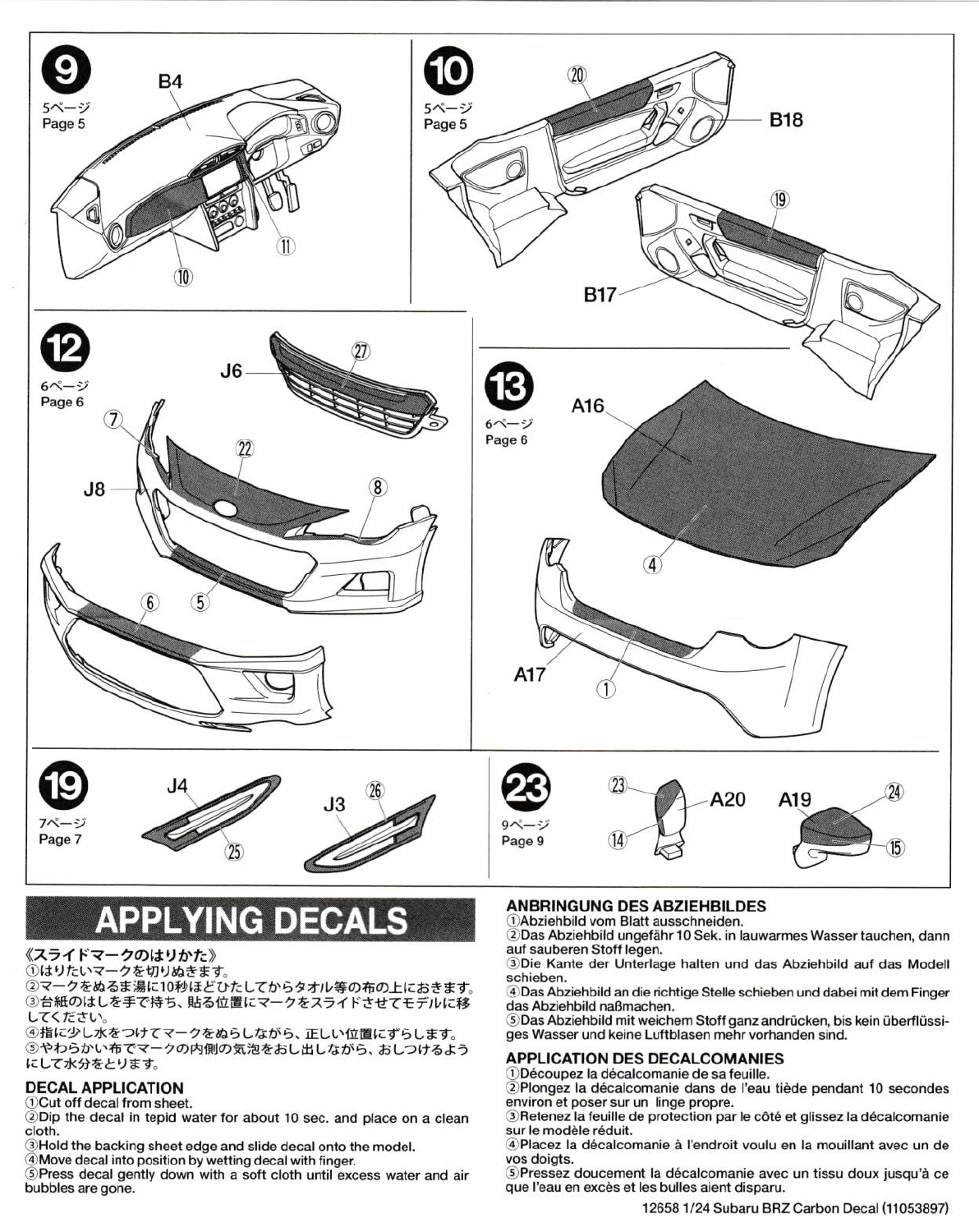9

5ページ
Page 5

B4

⑩ ⑪

10

5ページ
Page 5

⑳ B18

⑲ B17

12

6ページ
Page 6

J6 ㉗

⑦ ㉒ ⑧

J8

⑥ ⑤

13

6ページ
Page 6

A16

④

A17

①

19

7ページ
Page 7

J4 ㉕

J3 ㉖

23

9ページ
Page 9

㉓ A20 A19 ㉔

⑭ ⑮

## APPLYING DECALS

《スライドマークのはりかた》

①はりたいマークを切りぬきます。
②マークをぬるま湯に10秒ほどひたしてからタオル等の布の上におきます。
③台紙のはしを手で持ち、貼る位置にマークをスライドさせてモデルに移してください。
④指に少し水をつけてマークをぬらしながら、正しい位置にずらします。
⑤やわらかい布でマークの内側の気泡をおし出しながら、おしつけるようにして水分をとります。

### DECAL APPLICATION

①Cut off decal from sheet.
②Dip the decal in tepid water for about 10 sec. and place on a clean cloth.
③Hold the backing sheet edge and slide decal onto the model.
④Move decal into position by wetting decal with finger.
⑤Press decal gently down with a soft cloth until excess water and air bubbles are gone.

### ANBRINGUNG DES ABZIEHBILDES

①Abziehbild vom Blatt ausschneiden.
②Das Abziehbild ungefähr 10 Sek. in lauwarmes Wasser tauchen, dann auf sauberen Stoff legen.
③Die Kante der Unterlage halten und das Abziehbild auf das Modell schieben.
④Das Abziehbild an die richtige Stelle schieben und dabei mit dem Finger das Abziehbild naßmachen.
⑤Das Abziehbild mit weichem Stoff ganz andrücken, bis kein überflüssiges Wasser und keine Luftblasen mehr vorhanden sind.

### APPLICATION DES DECALCOMANIES

①Découpez la décalcomanie de sa feuille.
②Plongez la décalcomanie dans de l'eau tiède pendant 10 secondes environ et poser sur un linge propre.
③Retenez la feuille de protection par le côté et glissez la décalcomanie sur le modèle réduit.
④Placez la décalcomanie à l'endroit voulu en la mouillant avec un de vos doigts.
⑤Pressez doucement la décalcomanie avec un tissu doux jusqu'à ce que l'eau en excès et les bulles aient disparu.

12658 1/24 Subaru BRZ Carbon Decal (11053897)